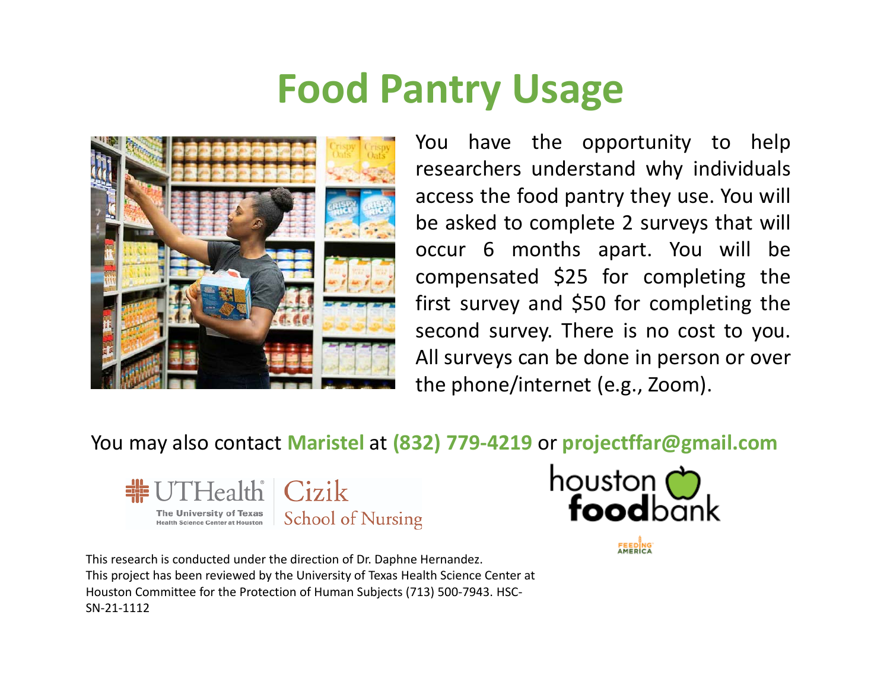# Food Pantry Usage

You have the opportunity to help researchers understand why individuals access the food pantry they use. You will be asked to complete 2 surveys that will occur 6 months apart. You will be compensated $25 for completing the first survey and $50 for completing the second survey. There is no cost to you. All surveys can be done in person or over the phone/internet (e.g., Zoom).

You may also contact **Maristel** at **(832) 779-4219** or **projectffar@gmail.com**

UTHealth The University of Texas Health Science Center at Houston | Cizik School of Nursing

houston foodbank

FEEDING AMERICA

This research is conducted under the direction of Dr. Daphne Hernandez.
This project has been reviewed by the University of Texas Health Science Center at Houston Committee for the Protection of Human Subjects (713) 500-7943. HSC-SN-21-1112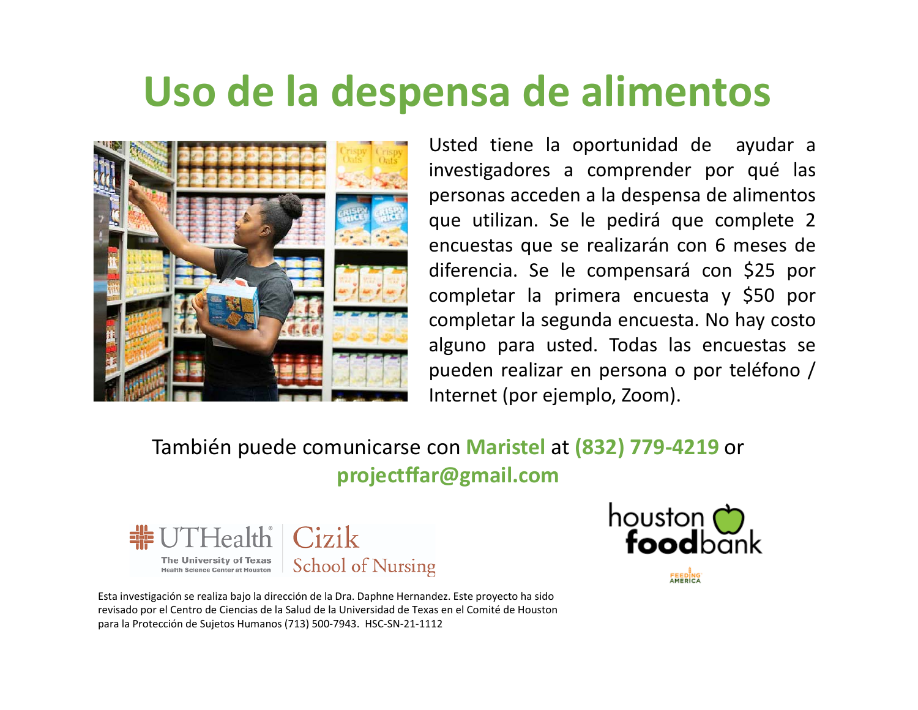# Uso de la despensa de alimentos

Usted tiene la oportunidad de ayudar a investigadores a comprender por qué las personas acceden a la despensa de alimentos que utilizan. Se le pedirá que complete 2 encuestas que se realizarán con 6 meses de diferencia. Se le compensará con $25 por completar la primera encuesta y $50 por completar la segunda encuesta. No hay costo alguno para usted. Todas las encuestas se pueden realizar en persona o por teléfono / Internet (por ejemplo, Zoom).

También puede comunicarse con **Maristel** at **(832) 779-4219** or **projectffar@gmail.com**

UTHealth The University of Texas Health Science Center at Houston | Cizik School of Nursing

houston foodbank

FEEDING AMERICA

Esta investigación se realiza bajo la dirección de la Dra. Daphne Hernandez. Este proyecto ha sido revisado por el Centro de Ciencias de la Salud de la Universidad de Texas en el Comité de Houston para la Protección de Sujetos Humanos (713) 500-7943. HSC-SN-21-1112